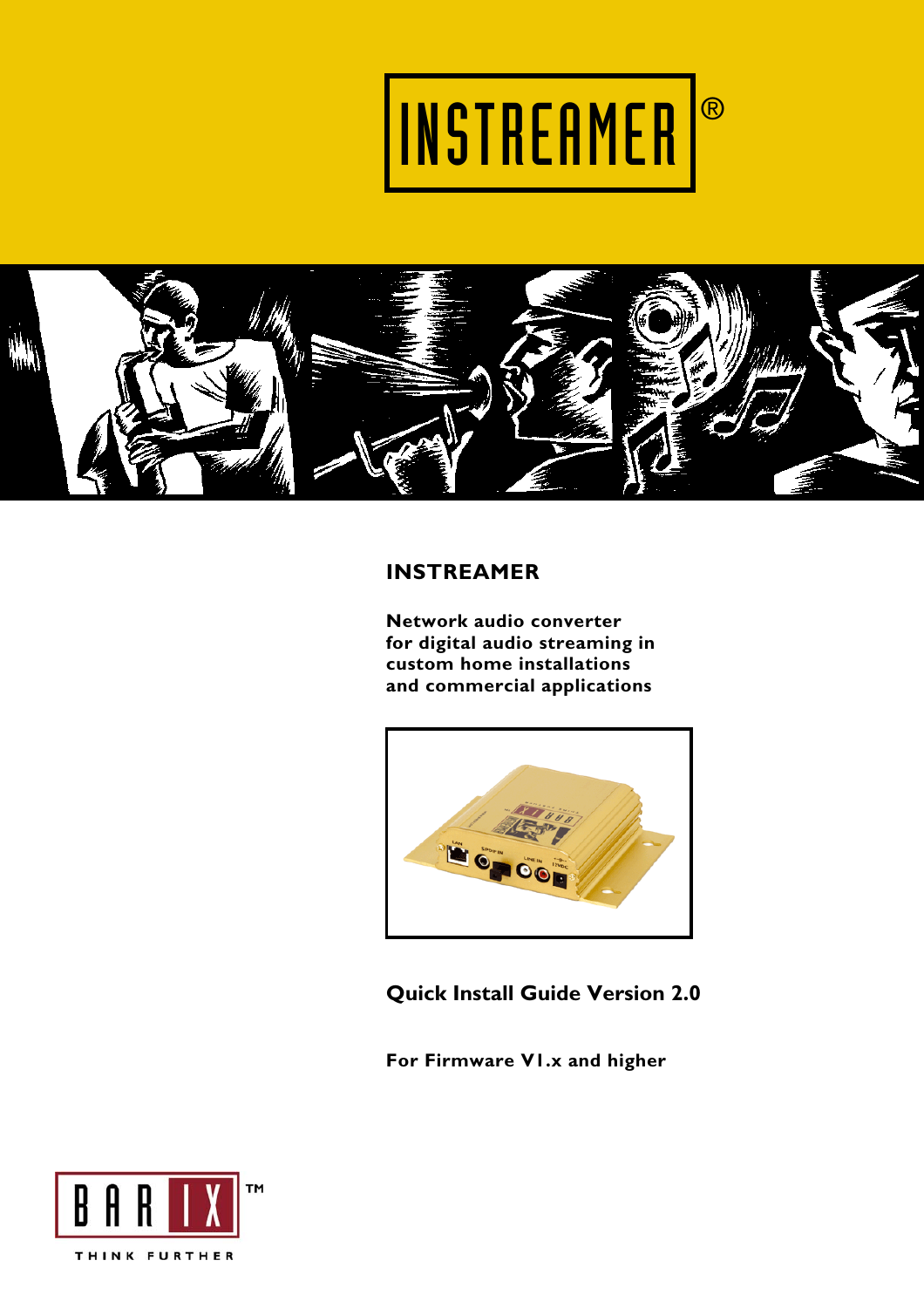# INSTREAMER®

## INSTREAMER

**Network audio converter for digital audio streaming in custom home installations and commercial applications**

**Quick Install Guide Version 2.0**

**For Firmware V1.x and higher**

BARIX™
THINK FURTHER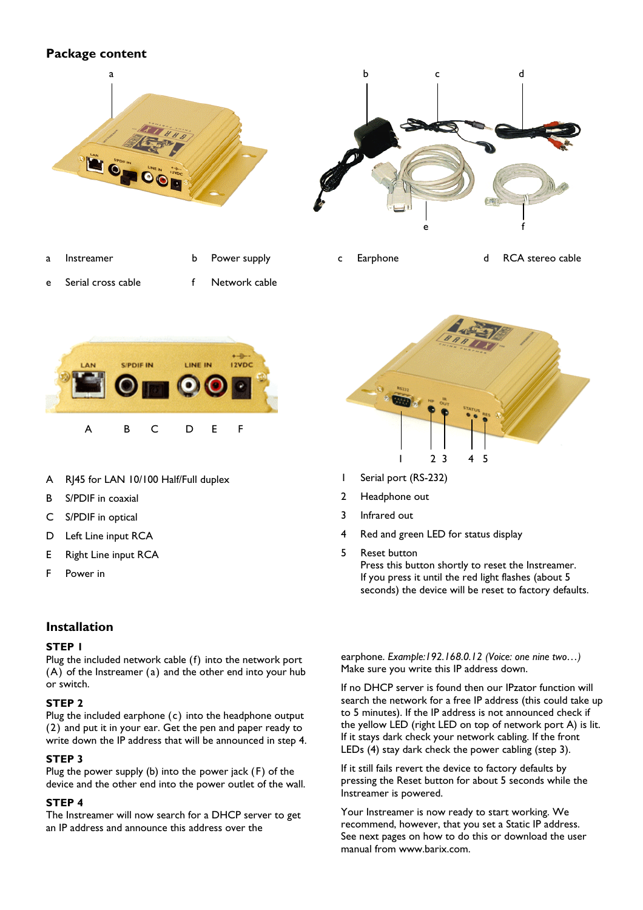## Package content

| | | | | | | | |
|---|---|---|---|---|---|---|---|
| a | Instreamer | b | Power supply | c | Earphone | d | RCA stereo cable |
| e | Serial cross cable | f | Network cable | | | | |

- A RJ45 for LAN 10/100 Half/Full duplex
- B S/PDIF in coaxial
- C S/PDIF in optical
- D Left Line input RCA
- E Right Line input RCA
- F Power in

1. Serial port (RS-232)
2. Headphone out
3. Infrared out
4. Red and green LED for status display
5. Reset button
   Press this button shortly to reset the Instreamer.
   If you press it until the red light flashes (about 5 seconds) the device will be reset to factory defaults.

## Installation

**STEP 1**
Plug the included network cable (f) into the network port (A) of the Instreamer (a) and the other end into your hub or switch.

**STEP 2**
Plug the included earphone (c) into the headphone output (2) and put it in your ear. Get the pen and paper ready to write down the IP address that will be announced in step 4.

**STEP 3**
Plug the power supply (b) into the power jack (F) of the device and the other end into the power outlet of the wall.

**STEP 4**
The Instreamer will now search for a DHCP server to get an IP address and announce this address over the earphone. *Example:192.168.0.12 (Voice: one nine two…)*
Make sure you write this IP address down.

If no DHCP server is found then our IPzator function will search the network for a free IP address (this could take up to 5 minutes). If the IP address is not announced check if the yellow LED (right LED on top of network port A) is lit. If it stays dark check your network cabling. If the front LEDs (4) stay dark check the power cabling (step 3).

If it still fails revert the device to factory defaults by pressing the Reset button for about 5 seconds while the Instreamer is powered.

Your Instreamer is now ready to start working. We recommend, however, that you set a Static IP address. See next pages on how to do this or download the user manual from www.barix.com.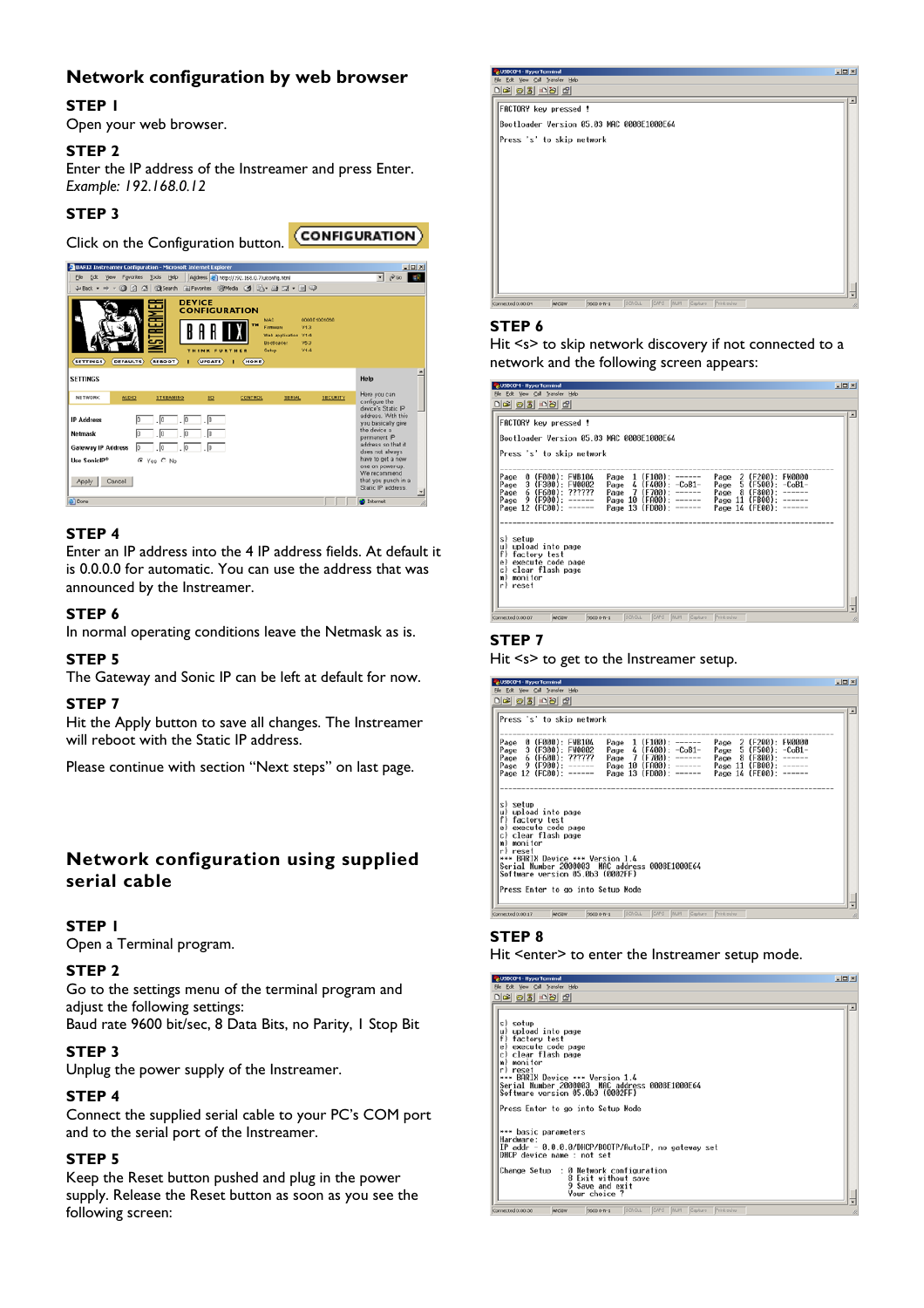## Network configuration by web browser

**STEP 1**
Open your web browser.

**STEP 2**
Enter the IP address of the Instreamer and press Enter.
*Example: 192.168.0.12*

**STEP 3**
Click on the Configuration button. CONFIGURATION

**STEP 4**
Enter an IP address into the 4 IP address fields. At default it is 0.0.0.0 for automatic. You can use the address that was announced by the Instreamer.

**STEP 6**
In normal operating conditions leave the Netmask as is.

**STEP 5**
The Gateway and Sonic IP can be left at default for now.

**STEP 7**
Hit the Apply button to save all changes. The Instreamer will reboot with the Static IP address.

Please continue with section "Next steps" on last page.

## Network configuration using supplied serial cable

**STEP 1**
Open a Terminal program.

**STEP 2**
Go to the settings menu of the terminal program and adjust the following settings:
Baud rate 9600 bit/sec, 8 Data Bits, no Parity, 1 Stop Bit

**STEP 3**
Unplug the power supply of the Instreamer.

**STEP 4**
Connect the supplied serial cable to your PC's COM port and to the serial port of the Instreamer.

**STEP 5**
Keep the Reset button pushed and plug in the power supply. Release the Reset button as soon as you see the following screen:

```
FACTORY key pressed !
Bootloader Version 05.03 MAC 0008E1000E64
Press 's' to skip network
```

**STEP 6**
Hit <s> to skip network discovery if not connected to a network and the following screen appears:

```
FACTORY key pressed !
Bootloader Version 05.03 MAC 0008E1000E64
Press 's' to skip network

Page  0 (F000): FWB106  Page  1 (F100): ------  Page  2 (F200): FW0000
Page  3 (F300): FW0002  Page  4 (F400): -CoB1-  Page  5 (F500): -CoB1-
Page  6 (F600): ??????  Page  7 (F700): ------  Page  8 (F800): ------
Page  9 (F900): ------  Page 10 (FA00): ------  Page 11 (FB00): ------
Page 12 (FC00): ------  Page 13 (FD00): ------  Page 14 (FE00): ------

s) setup
u) upload into page
f) factory test
e) execute code page
c) clear flash page
m) monitor
r) reset
```

**STEP 7**
Hit <s> to get to the Instreamer setup.

```
Press 's' to skip network

Page  0 (F000): FWB106  Page  1 (F100): ------  Page  2 (F200): FW0000
Page  3 (F300): FW0002  Page  4 (F400): -CoB1-  Page  5 (F500): -CoB1-
Page  6 (F600): ??????  Page  7 (F700): ------  Page  8 (F800): ------
Page  9 (F900): ------  Page 10 (FA00): ------  Page 11 (FB00): ------
Page 12 (FC00): ------  Page 13 (FD00): ------  Page 14 (FE00): ------

s) setup
u) upload into page
f) factory test
e) execute code page
c) clear flash page
m) monitor
r) reset
*** BARIX Device *** Version 1.4
Serial Number 2000003  MAC address 0008E1000E64
Software version 05.0b3 (0002FF)

Press Enter to go into Setup Mode
```

**STEP 8**
Hit <enter> to enter the Instreamer setup mode.

```
s) setup
u) upload into page
f) factory test
e) execute code page
c) clear flash page
m) monitor
r) reset
*** BARIX Device *** Version 1.4
Serial Number 2000003  MAC address 0008E1000E64
Software version 05.0b3 (0002FF)

Press Enter to go into Setup Mode

*** basic parameters
Hardware:
IP addr - 0.0.0.0/DHCP/BOOTP/AutoIP, no gateway set
DHCP device name : not set

Change Setup  : 0 Network configuration
                8 Exit without save
                9 Save and exit
                Your choice ?
```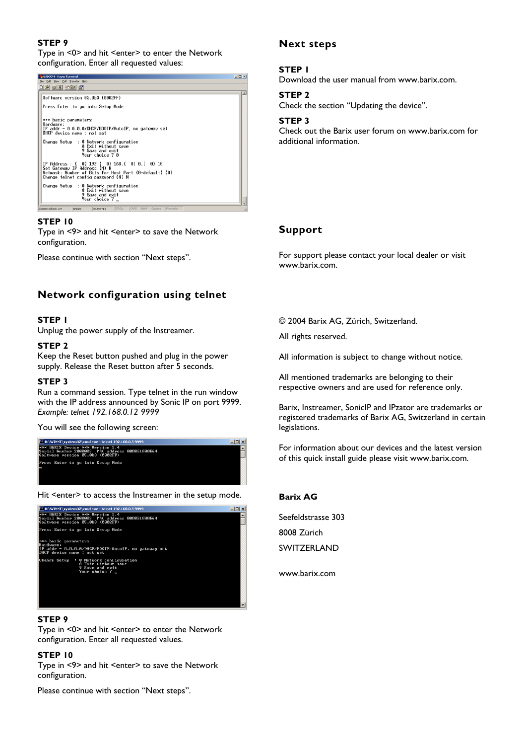**STEP 9**

Type in <0> and hit <enter> to enter the Network configuration. Enter all requested values:

```
Software version 05.0b3 (0002FF)

Press Enter to go into Setup Mode


*** basic parameters
Hardware:
IP addr - 0.0.0.0/DHCP/BOOTP/AutoIP, no gateway set
DHCP device name : not set

Change Setup  : 0 Network configuration
                8 Exit without save
                9 Save and exit
                Your choice ? 0

IP Address : (  0) 192.(  0) 168.(  0) 0.(  0) 10
Set Gateway IP Address (N) N
Netmask: Number of Bits for Host Part (0=default) (0)
Change telnet config password (N) N

Change Setup  : 0 Network configuration
                8 Exit without save
                9 Save and exit
                Your choice ? _
```

**STEP 10**

Type in <9> and hit <enter> to save the Network configuration.

Please continue with section "Next steps".

## Network configuration using telnet

**STEP 1**

Unplug the power supply of the Instreamer.

**STEP 2**

Keep the Reset button pushed and plug in the power supply. Release the Reset button after 5 seconds.

**STEP 3**

Run a command session. Type telnet in the run window with the IP address announced by Sonic IP on port 9999. *Example: telnet 192.168.0.12 9999*

You will see the following screen:

```
*** BARIX Device *** Version 1.4
Serial Number 2000003  MAC address 0008E1000E64
Software version 05.0b3 (0002FF)

Press Enter to go into Setup Mode
_
```

Hit <enter> to access the Instreamer in the setup mode.

```
*** BARIX Device *** Version 1.4
Serial Number 2000003  MAC address 0008E1000E64
Software version 05.0b3 (0002FF)

Press Enter to go into Setup Mode


*** basic parameters
Hardware:
IP addr - 0.0.0.0/DHCP/BOOTP/AutoIP, no gateway set
DHCP device name : not set

Change Setup  : 0 Network configuration
                8 Exit without save
                9 Save and exit
                Your choice ? _
```

**STEP 9**

Type in <0> and hit <enter> to enter the Network configuration. Enter all requested values.

**STEP 10**

Type in <9> and hit <enter> to save the Network configuration.

Please continue with section "Next steps".

## Next steps

**STEP 1**

Download the user manual from www.barix.com.

**STEP 2**

Check the section "Updating the device".

**STEP 3**

Check out the Barix user forum on www.barix.com for additional information.

## Support

For support please contact your local dealer or visit www.barix.com.

© 2004 Barix AG, Zürich, Switzerland.

All rights reserved.

All information is subject to change without notice.

All mentioned trademarks are belonging to their respective owners and are used for reference only.

Barix, Instreamer, SonicIP and IPzator are trademarks or registered trademarks of Barix AG, Switzerland in certain legislations.

For information about our devices and the latest version of this quick install guide please visit www.barix.com.

**Barix AG**

Seefeldstrasse 303

8008 Zürich

SWITZERLAND

www.barix.com